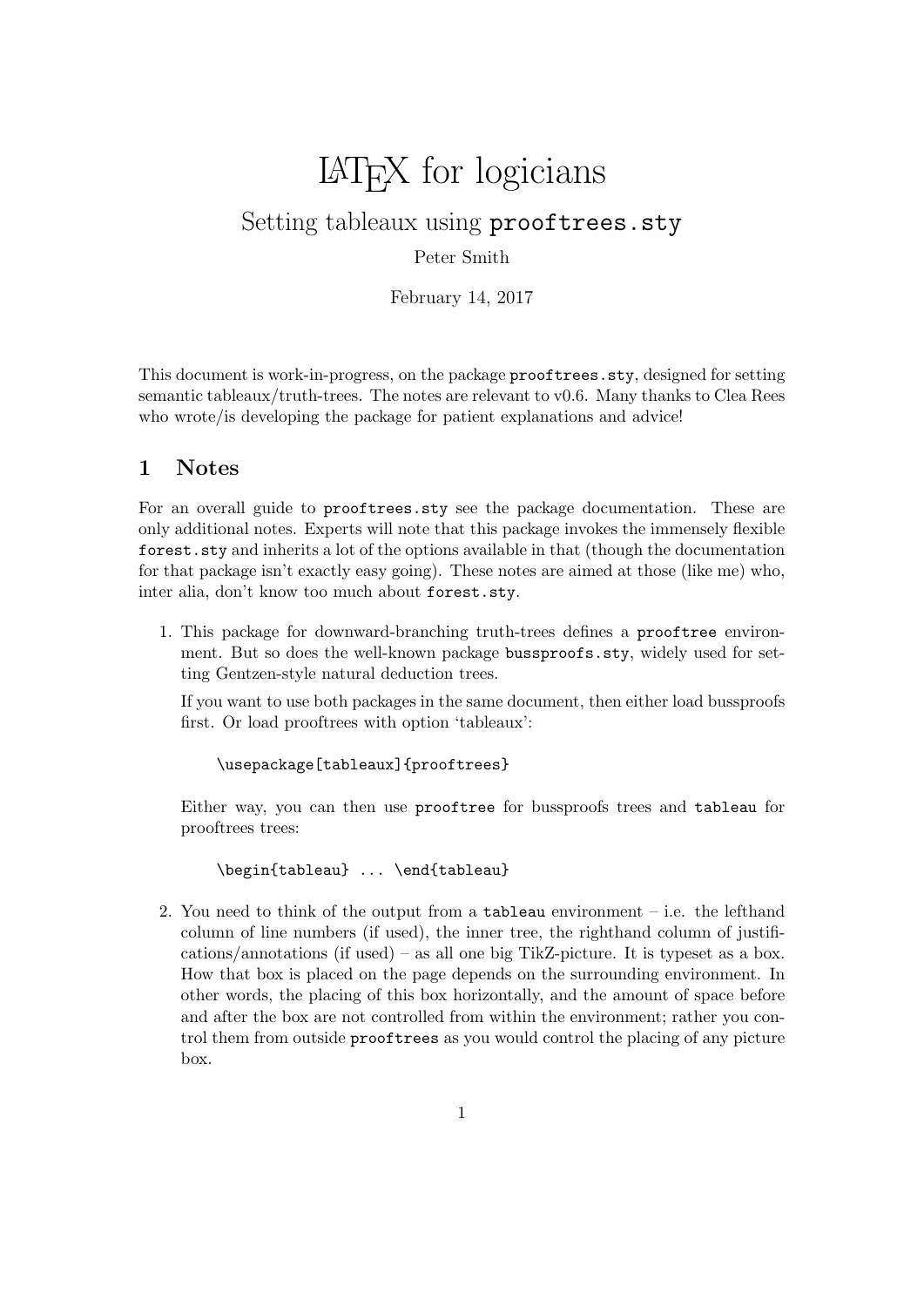# LaTeX for logicians

## Setting tableaux using `prooftrees.sty`

Peter Smith

February 14, 2017

This document is work-in-progress, on the package `prooftrees.sty`, designed for setting semantic tableaux/truth-trees. The notes are relevant to v0.6. Many thanks to Clea Rees who wrote/is developing the package for patient explanations and advice!

## 1 Notes

For an overall guide to `prooftrees.sty` see the package documentation. These are only additional notes. Experts will note that this package invokes the immensely flexible `forest.sty` and inherits a lot of the options available in that (though the documentation for that package isn't exactly easy going). These notes are aimed at those (like me) who, inter alia, don't know too much about `forest.sty`.

1. This package for downward-branching truth-trees defines a `prooftree` environment. But so does the well-known package `bussproofs.sty`, widely used for setting Gentzen-style natural deduction trees.

   If you want to use both packages in the same document, then either load bussproofs first. Or load prooftrees with option 'tableaux':

   ```
   \usepackage[tableaux]{prooftrees}
   ```

   Either way, you can then use `prooftree` for bussproofs trees and `tableau` for prooftrees trees:

   ```
   \begin{tableau} ... \end{tableau}
   ```

2. You need to think of the output from a `tableau` environment – i.e. the lefthand column of line numbers (if used), the inner tree, the righthand column of justifications/annotations (if used) – as all one big TikZ-picture. It is typeset as a box. How that box is placed on the page depends on the surrounding environment. In other words, the placing of this box horizontally, and the amount of space before and after the box are not controlled from within the environment; rather you control them from outside `prooftrees` as you would control the placing of any picture box.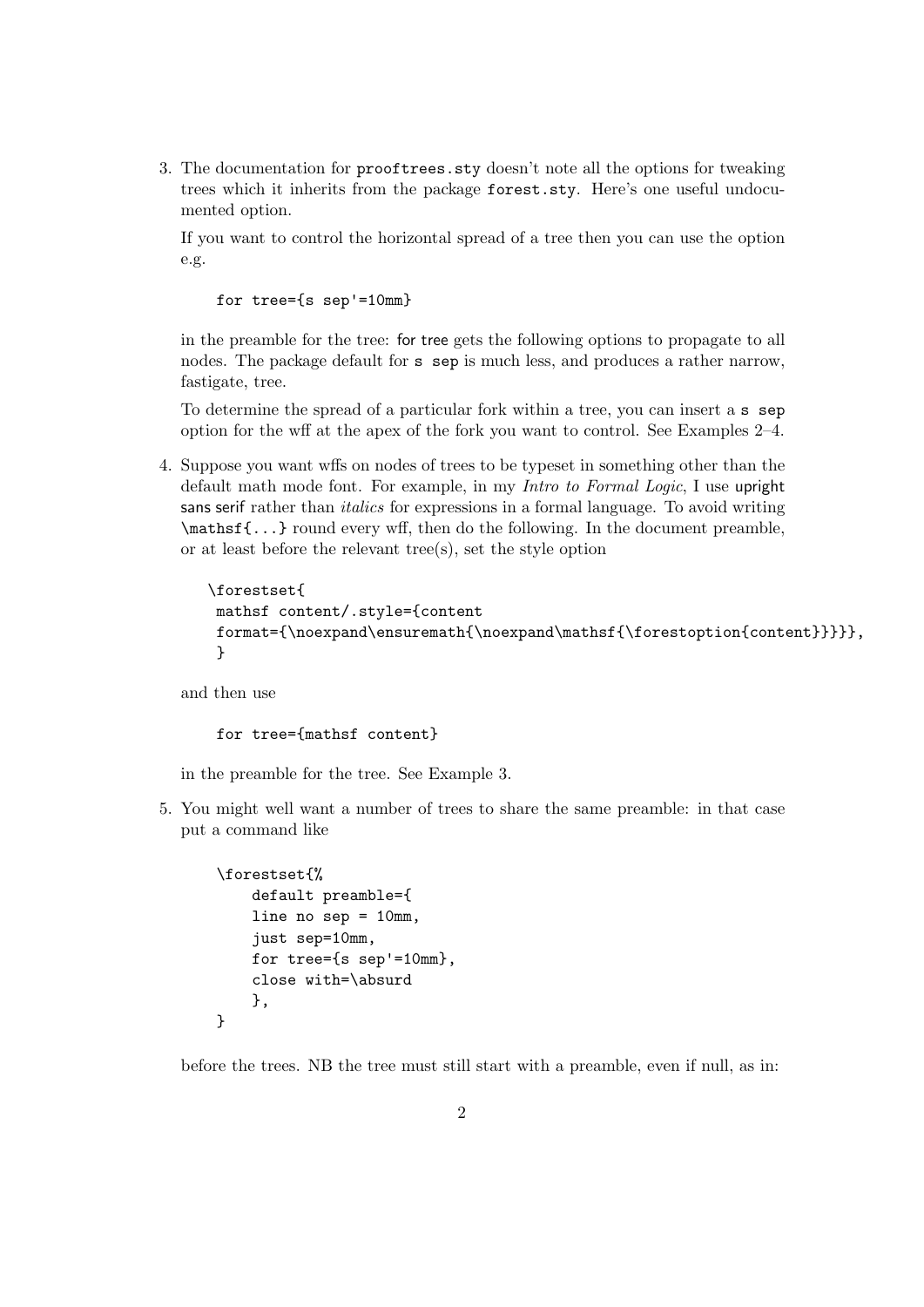3. The documentation for `prooftrees.sty` doesn't note all the options for tweaking trees which it inherits from the package `forest.sty`. Here's one useful undocumented option.

   If you want to control the horizontal spread of a tree then you can use the option e.g.

   ```
   for tree={s sep'=10mm}
   ```

   in the preamble for the tree: for tree gets the following options to propagate to all nodes. The package default for `s sep` is much less, and produces a rather narrow, fastigate, tree.

   To determine the spread of a particular fork within a tree, you can insert a `s sep` option for the wff at the apex of the fork you want to control. See Examples 2–4.

4. Suppose you want wffs on nodes of trees to be typeset in something other than the default math mode font. For example, in my *Intro to Formal Logic*, I use upright sans serif rather than *italics* for expressions in a formal language. To avoid writing `\mathsf{...}` round every wff, then do the following. In the document preamble, or at least before the relevant tree(s), set the style option

   ```
   \forestset{
    mathsf content/.style={content
    format={\noexpand\ensuremath{\noexpand\mathsf{\forestoption{content}}}}},
    }
   ```

   and then use

   ```
   for tree={mathsf content}
   ```

   in the preamble for the tree. See Example 3.

5. You might well want a number of trees to share the same preamble: in that case put a command like

   ```
   \forestset{%
       default preamble={
       line no sep = 10mm,
       just sep=10mm,
       for tree={s sep'=10mm},
       close with=\absurd
       },
   }
   ```

   before the trees. NB the tree must still start with a preamble, even if null, as in: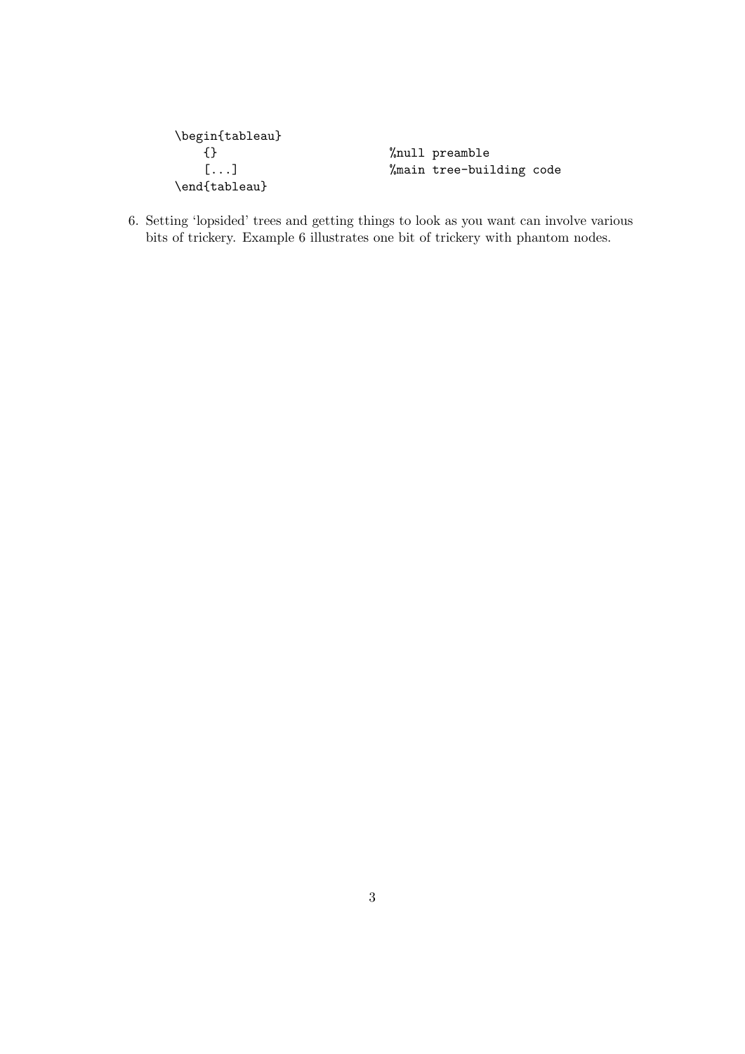```
\begin{tableau}
    {}                              %null preamble
    [...]                           %main tree-building code
\end{tableau}
```

6. Setting 'lopsided' trees and getting things to look as you want can involve various bits of trickery. Example 6 illustrates one bit of trickery with phantom nodes.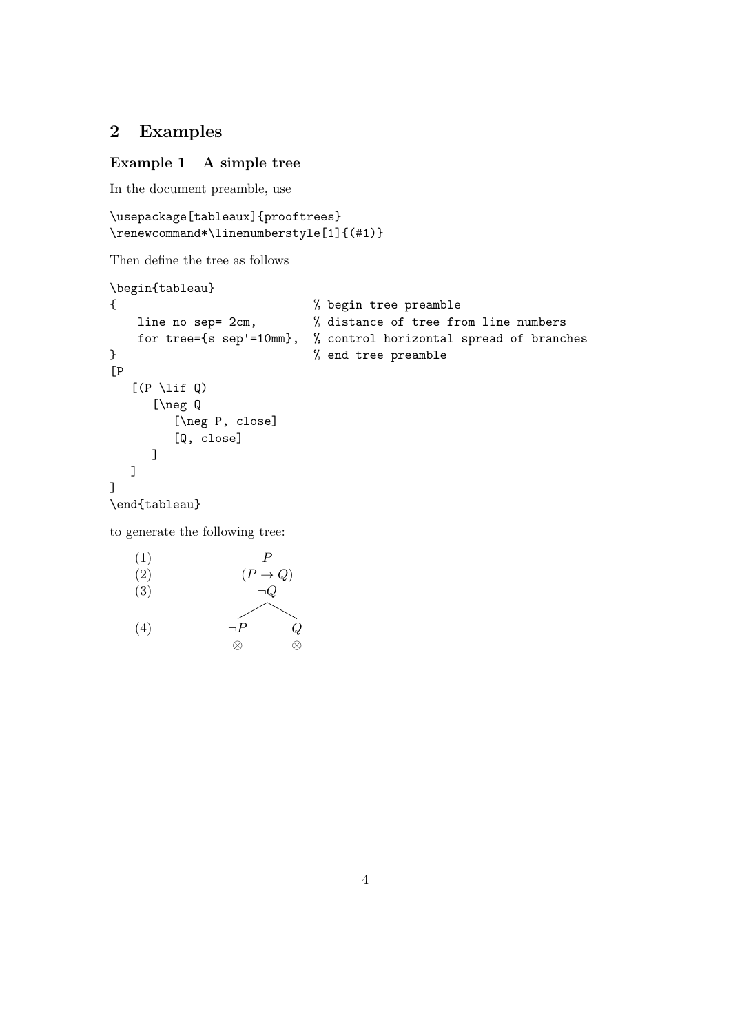## 2 Examples

### Example 1 A simple tree

In the document preamble, use

```
\usepackage[tableaux]{prooftrees}
\renewcommand*\linenumberstyle[1]{(#1)}
```

Then define the tree as follows

```
\begin{tableau}
{                             % begin tree preamble
    line no sep= 2cm,         % distance of tree from line numbers
    for tree={s sep'=10mm},   % control horizontal spread of branches
}                             % end tree preamble
[P
   [(P \lif Q)
      [\neg Q
         [\neg P, close]
         [Q, close]
      ]
   ]
]
\end{tableau}
```

to generate the following tree:

(1) $P$

(2) $(P \to Q)$

(3) $\neg Q$

(4) $\neg P$ $\quad$ $Q$

$\otimes$ $\quad$ $\otimes$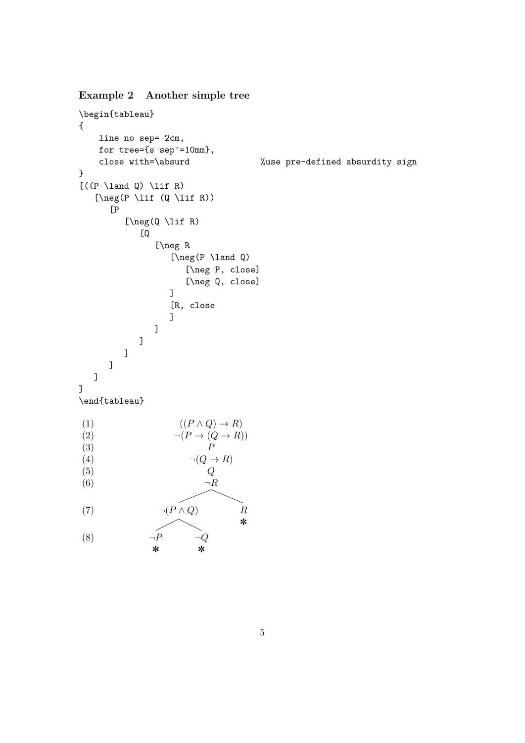### Example 2 Another simple tree

```
\begin{tableau}
{
    line no sep= 2cm,
    for tree={s sep'=10mm},
    close with=\absurd              %use pre-defined absurdity sign
}
[((P \land Q) \lif R)
   [\neg(P \lif (Q \lif R))
      [P
         [\neg(Q \lif R)
            [Q
               [\neg R
                  [\neg(P \land Q)
                     [\neg P, close]
                     [\neg Q, close]
                  ]
                  [R, close
                  ]
               ]
            ]
         ]
      ]
   ]
]
\end{tableau}
```

(1) $((P \land Q) \to R)$

(2) $\neg(P \to (Q \to R))$

(3) $P$

(4) $\neg(Q \to R)$

(5) $Q$

(6) $\neg R$

(7) $\neg(P \land Q)$ | $R$ ✻

(8) $\neg P$ ✻ | $\neg Q$ ✻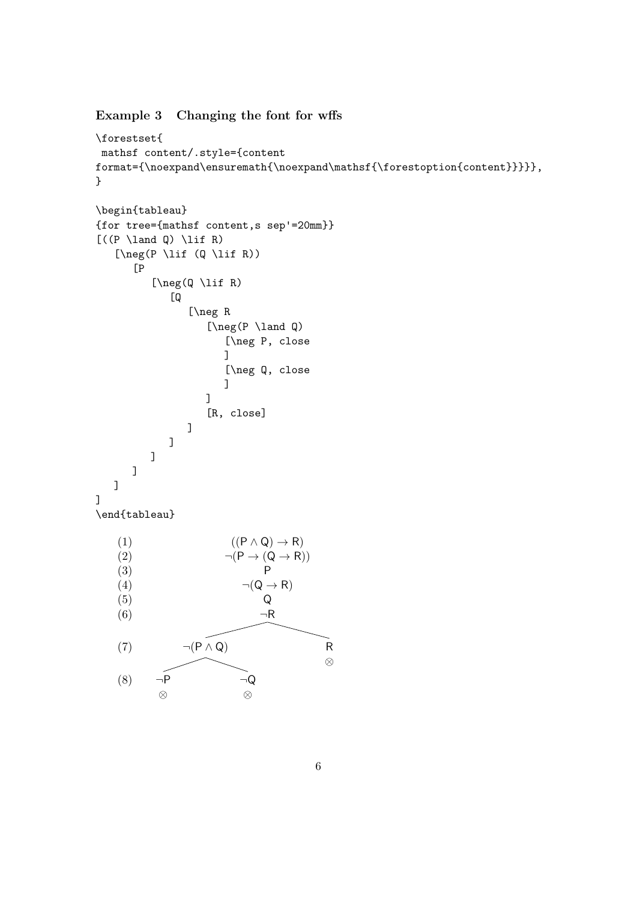### Example 3   Changing the font for wffs

```
\forestset{
 mathsf content/.style={content
format={\noexpand\ensuremath{\noexpand\mathsf{\forestoption{content}}}}},
}

\begin{tableau}
{for tree={mathsf content,s sep'=20mm}}
[((P \land Q) \lif R)
   [\neg(P \lif (Q \lif R))
      [P
         [\neg(Q \lif R)
            [Q
               [\neg R
                  [\neg(P \land Q)
                     [\neg P, close
                     ]
                     [\neg Q, close
                     ]
                  ]
                  [R, close]
               ]
            ]
         ]
      ]
   ]
]
\end{tableau}
```

(1) $((\mathsf{P} \land \mathsf{Q}) \to \mathsf{R})$
(2) $\neg(\mathsf{P} \to (\mathsf{Q} \to \mathsf{R}))$
(3) $\mathsf{P}$
(4) $\neg(\mathsf{Q} \to \mathsf{R})$
(5) $\mathsf{Q}$
(6) $\neg\mathsf{R}$
(7) $\neg(\mathsf{P} \land \mathsf{Q})$ | $\mathsf{R}$ $\otimes$
(8) $\neg\mathsf{P}$ $\otimes$ | $\neg\mathsf{Q}$ $\otimes$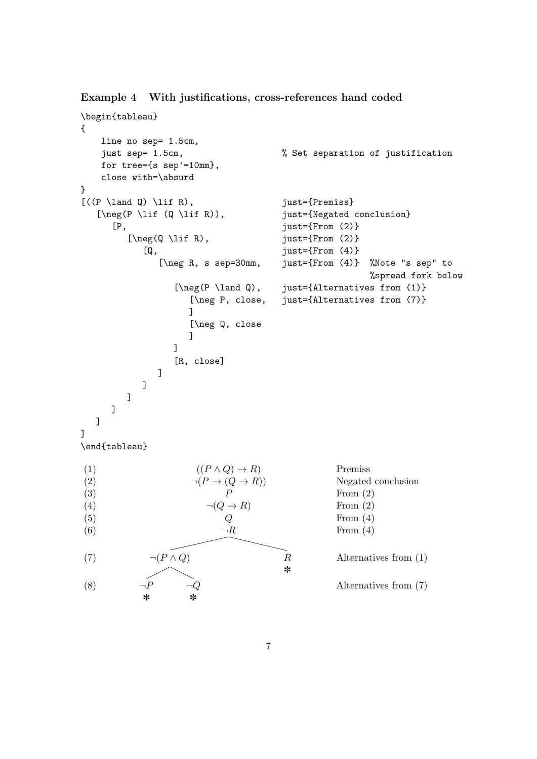### Example 4 With justifications, cross-references hand coded

```
\begin{tableau}
{
    line no sep= 1.5cm,
    just sep= 1.5cm,                  % Set separation of justification
    for tree={s sep'=10mm},
    close with=\absurd
}
[((P \land Q) \lif R),               just={Premiss}
   [\neg(P \lif (Q \lif R)),         just={Negated conclusion}
      [P,                            just={From (2)}
         [\neg(Q \lif R),            just={From (2)}
            [Q,                      just={From (4)}
               [\neg R, s sep=30mm,  just={From (4)}  %Note "s sep" to
                                                      %spread fork below
                  [\neg(P \land Q),  just={Alternatives from (1)}
                     [\neg P, close, just={Alternatives from (7)}
                     ]
                     [\neg Q, close
                     ]
                  ]
                  [R, close]
               ]
            ]
         ]
      ]
   ]
]
\end{tableau}
```

| Line | Tree | | | Justification |
|---|---|---|---|---|
| (1) | | $((P \land Q) \to R)$ | | Premiss |
| (2) | | $\neg(P \to (Q \to R))$ | | Negated conclusion |
| (3) | | $P$ | | From (2) |
| (4) | | $\neg(Q \to R)$ | | From (2) |
| (5) | | $Q$ | | From (4) |
| (6) | | $\neg R$ | | From (4) |
| (7) | $\neg(P \land Q)$ | | $R$ ✻ | Alternatives from (1) |
| (8) | $\neg P$ ✻ &nbsp;&nbsp; $\neg Q$ ✻ | | | Alternatives from (7) |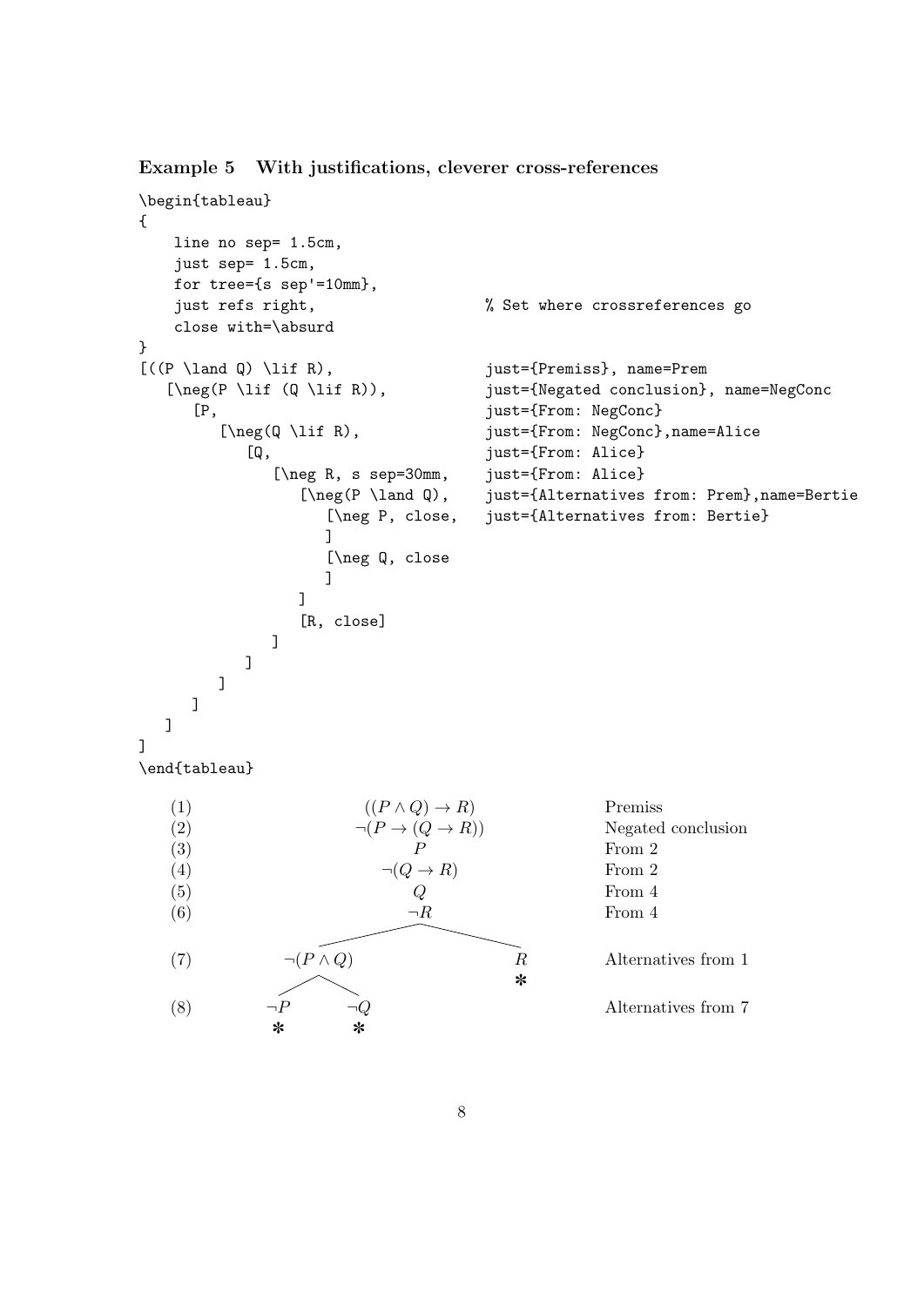### Example 5 With justifications, cleverer cross-references

```
\begin{tableau}
{
    line no sep= 1.5cm,
    just sep= 1.5cm,
    for tree={s sep'=10mm},
    just refs right,                  % Set where crossreferences go
    close with=\absurd
}
[((P \land Q) \lif R),                just={Premiss}, name=Prem
   [\neg(P \lif (Q \lif R)),          just={Negated conclusion}, name=NegConc
      [P,                             just={From: NegConc}
         [\neg(Q \lif R),             just={From: NegConc},name=Alice
            [Q,                       just={From: Alice}
               [\neg R, s sep=30mm,   just={From: Alice}
                  [\neg(P \land Q),   just={Alternatives from: Prem},name=Bertie
                     [\neg P, close,  just={Alternatives from: Bertie}
                     ]
                     [\neg Q, close
                     ]
                  ]
                  [R, close]
               ]
            ]
         ]
      ]
   ]
]
\end{tableau}
```

| | | | | |
|---|---|---|---|---|
| (1) | | $((P \land Q) \rightarrow R)$ | | Premiss |
| (2) | | $\neg(P \rightarrow (Q \rightarrow R))$ | | Negated conclusion |
| (3) | | $P$ | | From 2 |
| (4) | | $\neg(Q \rightarrow R)$ | | From 2 |
| (5) | | $Q$ | | From 4 |
| (6) | | $\neg R$ | | From 4 |
| (7) | $\neg(P \land Q)$ | | $R$ ✻ | Alternatives from 1 |
| (8) | $\neg P$ ✻ &nbsp;&nbsp; $\neg Q$ ✻ | | | Alternatives from 7 |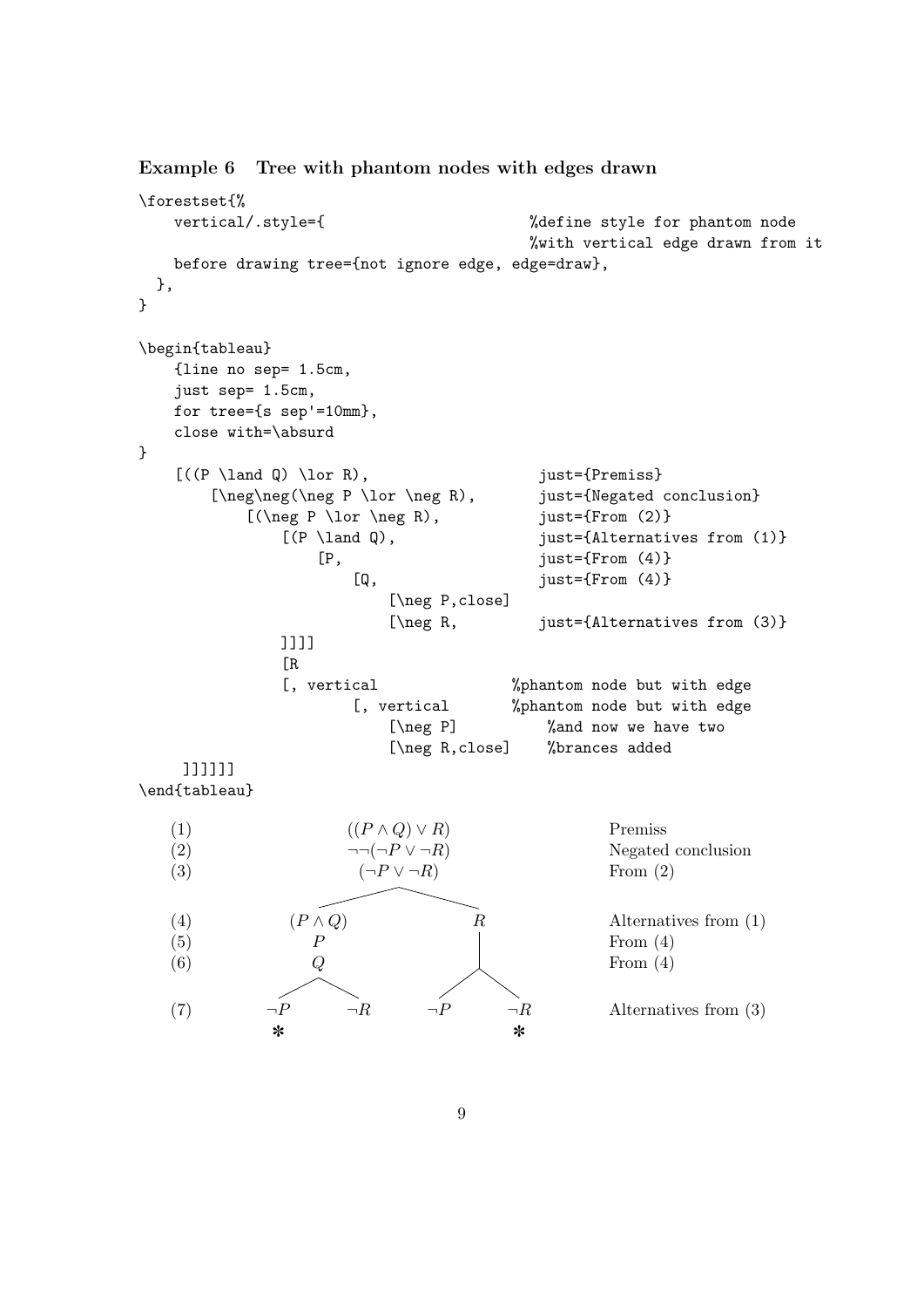**Example 6 Tree with phantom nodes with edges drawn**

```
\forestset{%
    vertical/.style={                        %define style for phantom node
                                             %with vertical edge drawn from it
    before drawing tree={not ignore edge, edge=draw},
  },
}

\begin{tableau}
    {line no sep= 1.5cm,
    just sep= 1.5cm,
    for tree={s sep'=10mm},
    close with=\absurd
}
    [((P \land Q) \lor R),                       just={Premiss}
        [\neg\neg(\neg P \lor \neg R),         just={Negated conclusion}
            [(\neg P \lor \neg R),             just={From (2)}
                [(P \land Q),                  just={Alternatives from (1)}
                    [P,                        just={From (4)}
                        [Q,                    just={From (4)}
                            [\neg P,close]
                            [\neg R,           just={Alternatives from (3)}
                ]]]]
                [R
                [, vertical                 %phantom node but with edge
                        [, vertical       %phantom node but with edge
                            [\neg P]          %and now we have two
                            [\neg R,close]    %brances added
     ]]]]]]
\end{tableau}
```

(1) $((P \land Q) \lor R)$ — Premiss

(2) $\neg\neg(\neg P \lor \neg R)$ — Negated conclusion

(3) $(\neg P \lor \neg R)$ — From (2)

(4) $(P \land Q)$ | $R$ — Alternatives from (1)

(5) $P$ — From (4)

(6) $Q$ — From (4)

(7) $\neg P$ | $\neg R$ | $\neg P$ | $\neg R$ — Alternatives from (3)

✻ ✻